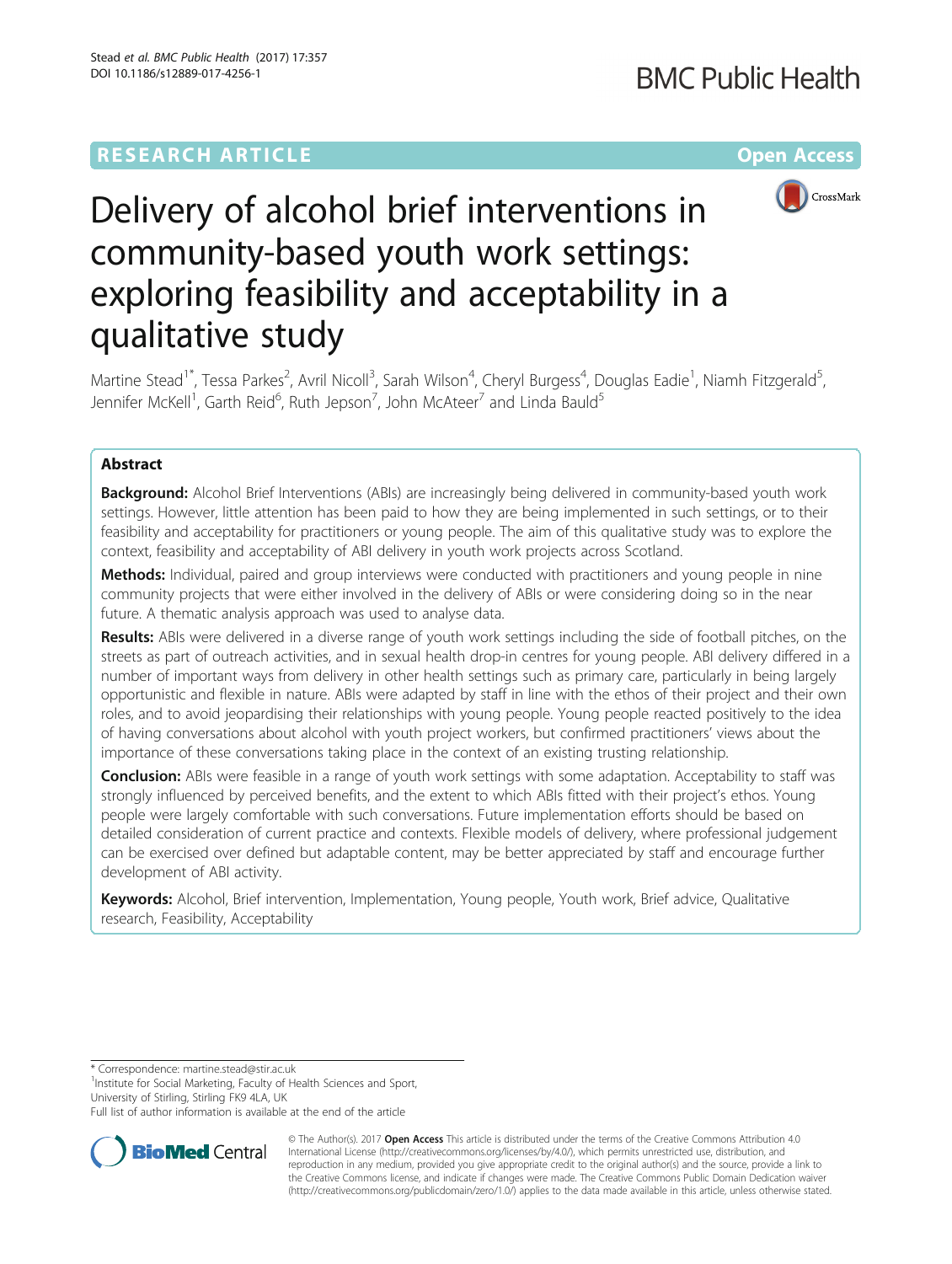**RESEARCH ARTICLE** **Open Access**

# Delivery of alcohol brief interventions in community-based youth work settings: exploring feasibility and acceptability in a qualitative study

Martine Stead[1*], Tessa Parkes[2], Avril Nicoll[3], Sarah Wilson[4], Cheryl Burgess[4], Douglas Eadie[1], Niamh Fitzgerald[5], Jennifer McKell[1], Garth Reid[6], Ruth Jepson[7], John McAteer[7] and Linda Bauld[5]

## Abstract

**Background:** Alcohol Brief Interventions (ABIs) are increasingly being delivered in community-based youth work settings. However, little attention has been paid to how they are being implemented in such settings, or to their feasibility and acceptability for practitioners or young people. The aim of this qualitative study was to explore the context, feasibility and acceptability of ABI delivery in youth work projects across Scotland.

**Methods:** Individual, paired and group interviews were conducted with practitioners and young people in nine community projects that were either involved in the delivery of ABIs or were considering doing so in the near future. A thematic analysis approach was used to analyse data.

**Results:** ABIs were delivered in a diverse range of youth work settings including the side of football pitches, on the streets as part of outreach activities, and in sexual health drop-in centres for young people. ABI delivery differed in a number of important ways from delivery in other health settings such as primary care, particularly in being largely opportunistic and flexible in nature. ABIs were adapted by staff in line with the ethos of their project and their own roles, and to avoid jeopardising their relationships with young people. Young people reacted positively to the idea of having conversations about alcohol with youth project workers, but confirmed practitioners' views about the importance of these conversations taking place in the context of an existing trusting relationship.

**Conclusion:** ABIs were feasible in a range of youth work settings with some adaptation. Acceptability to staff was strongly influenced by perceived benefits, and the extent to which ABIs fitted with their project's ethos. Young people were largely comfortable with such conversations. Future implementation efforts should be based on detailed consideration of current practice and contexts. Flexible models of delivery, where professional judgement can be exercised over defined but adaptable content, may be better appreciated by staff and encourage further development of ABI activity.

**Keywords:** Alcohol, Brief intervention, Implementation, Young people, Youth work, Brief advice, Qualitative research, Feasibility, Acceptability

---

* Correspondence: martine.stead@stir.ac.uk

[1]Institute for Social Marketing, Faculty of Health Sciences and Sport, University of Stirling, Stirling FK9 4LA, UK

Full list of author information is available at the end of the article

© The Author(s). 2017 **Open Access** This article is distributed under the terms of the Creative Commons Attribution 4.0 International License (http://creativecommons.org/licenses/by/4.0/), which permits unrestricted use, distribution, and reproduction in any medium, provided you give appropriate credit to the original author(s) and the source, provide a link to the Creative Commons license, and indicate if changes were made. The Creative Commons Public Domain Dedication waiver (http://creativecommons.org/publicdomain/zero/1.0/) applies to the data made available in this article, unless otherwise stated.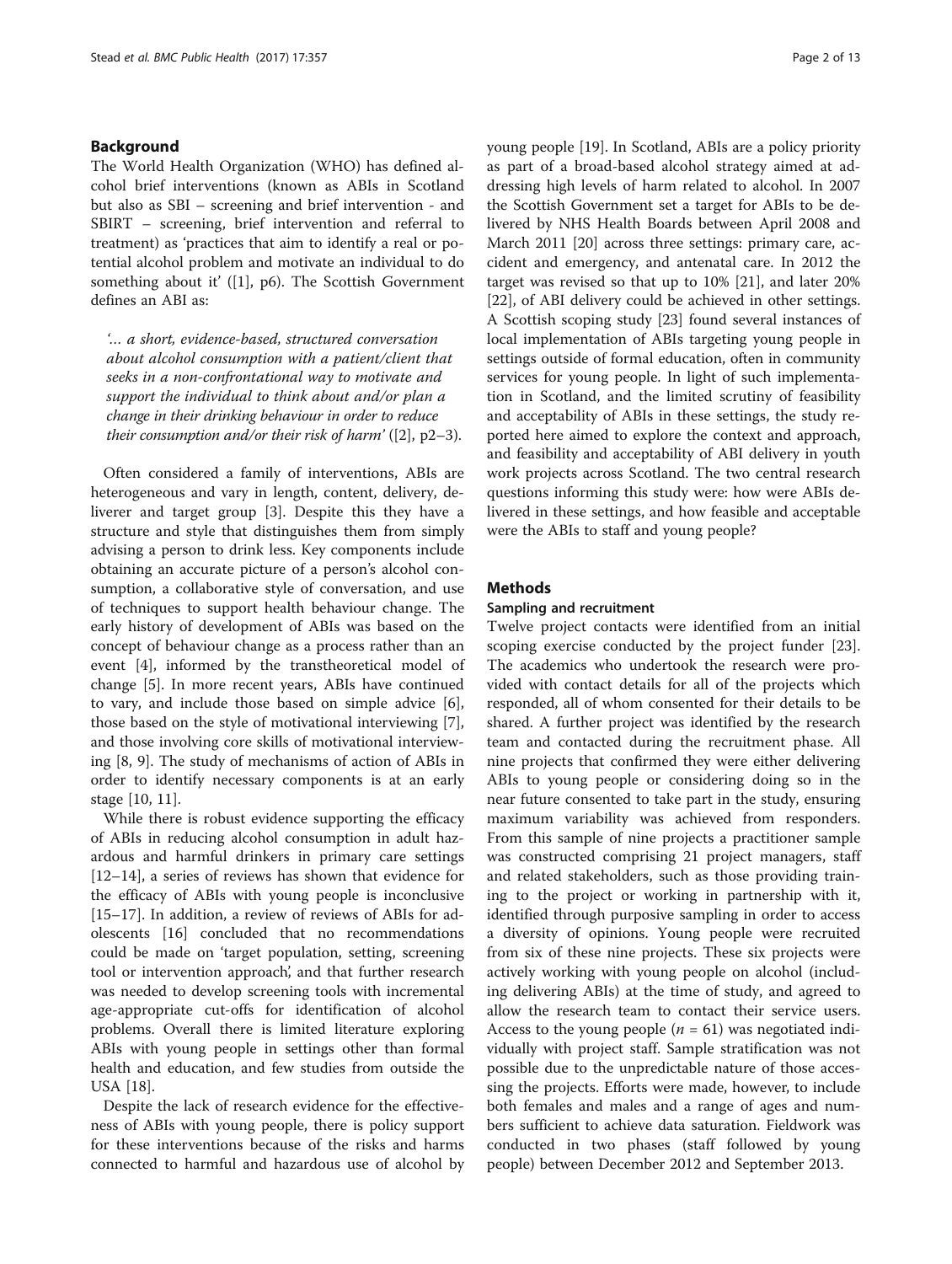## Background

The World Health Organization (WHO) has defined alcohol brief interventions (known as ABIs in Scotland but also as SBI – screening and brief intervention - and SBIRT – screening, brief intervention and referral to treatment) as 'practices that aim to identify a real or potential alcohol problem and motivate an individual to do something about it' ([1], p6). The Scottish Government defines an ABI as:

> *'… a short, evidence-based, structured conversation about alcohol consumption with a patient/client that seeks in a non-confrontational way to motivate and support the individual to think about and/or plan a change in their drinking behaviour in order to reduce their consumption and/or their risk of harm'* ([2], p2–3).

Often considered a family of interventions, ABIs are heterogeneous and vary in length, content, delivery, deliverer and target group [3]. Despite this they have a structure and style that distinguishes them from simply advising a person to drink less. Key components include obtaining an accurate picture of a person's alcohol consumption, a collaborative style of conversation, and use of techniques to support health behaviour change. The early history of development of ABIs was based on the concept of behaviour change as a process rather than an event [4], informed by the transtheoretical model of change [5]. In more recent years, ABIs have continued to vary, and include those based on simple advice [6], those based on the style of motivational interviewing [7], and those involving core skills of motivational interviewing [8, 9]. The study of mechanisms of action of ABIs in order to identify necessary components is at an early stage [10, 11].

While there is robust evidence supporting the efficacy of ABIs in reducing alcohol consumption in adult hazardous and harmful drinkers in primary care settings [12–14], a series of reviews has shown that evidence for the efficacy of ABIs with young people is inconclusive [15–17]. In addition, a review of reviews of ABIs for adolescents [16] concluded that no recommendations could be made on 'target population, setting, screening tool or intervention approach', and that further research was needed to develop screening tools with incremental age-appropriate cut-offs for identification of alcohol problems. Overall there is limited literature exploring ABIs with young people in settings other than formal health and education, and few studies from outside the USA [18].

Despite the lack of research evidence for the effectiveness of ABIs with young people, there is policy support for these interventions because of the risks and harms connected to harmful and hazardous use of alcohol by young people [19]. In Scotland, ABIs are a policy priority as part of a broad-based alcohol strategy aimed at addressing high levels of harm related to alcohol. In 2007 the Scottish Government set a target for ABIs to be delivered by NHS Health Boards between April 2008 and March 2011 [20] across three settings: primary care, accident and emergency, and antenatal care. In 2012 the target was revised so that up to 10% [21], and later 20% [22], of ABI delivery could be achieved in other settings. A Scottish scoping study [23] found several instances of local implementation of ABIs targeting young people in settings outside of formal education, often in community services for young people. In light of such implementation in Scotland, and the limited scrutiny of feasibility and acceptability of ABIs in these settings, the study reported here aimed to explore the context and approach, and feasibility and acceptability of ABI delivery in youth work projects across Scotland. The two central research questions informing this study were: how were ABIs delivered in these settings, and how feasible and acceptable were the ABIs to staff and young people?

## Methods

### Sampling and recruitment

Twelve project contacts were identified from an initial scoping exercise conducted by the project funder [23]. The academics who undertook the research were provided with contact details for all of the projects which responded, all of whom consented for their details to be shared. A further project was identified by the research team and contacted during the recruitment phase. All nine projects that confirmed they were either delivering ABIs to young people or considering doing so in the near future consented to take part in the study, ensuring maximum variability was achieved from responders. From this sample of nine projects a practitioner sample was constructed comprising 21 project managers, staff and related stakeholders, such as those providing training to the project or working in partnership with it, identified through purposive sampling in order to access a diversity of opinions. Young people were recruited from six of these nine projects. These six projects were actively working with young people on alcohol (including delivering ABIs) at the time of study, and agreed to allow the research team to contact their service users. Access to the young people ($n$ = 61) was negotiated individually with project staff. Sample stratification was not possible due to the unpredictable nature of those accessing the projects. Efforts were made, however, to include both females and males and a range of ages and numbers sufficient to achieve data saturation. Fieldwork was conducted in two phases (staff followed by young people) between December 2012 and September 2013.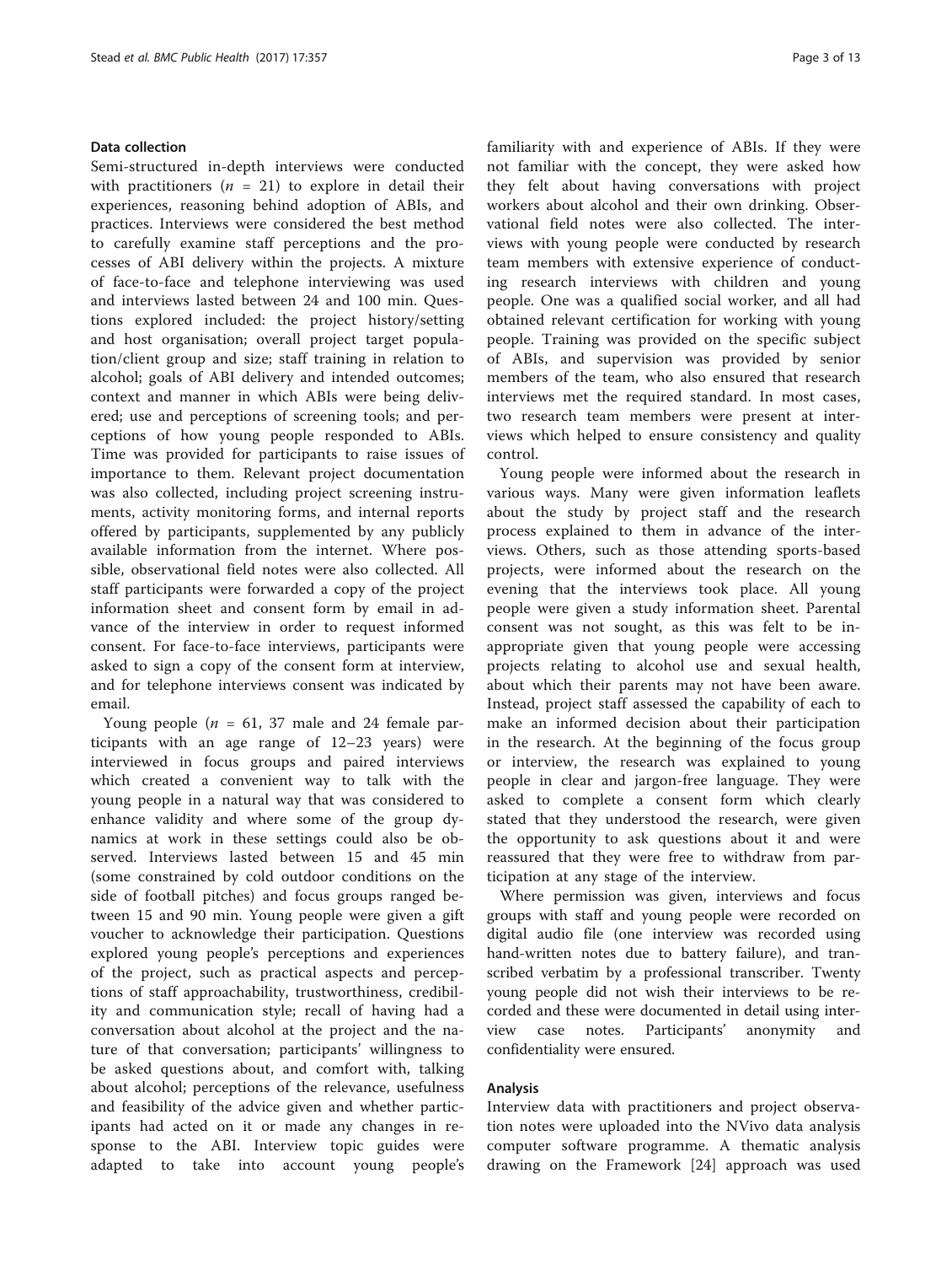### Data collection

Semi-structured in-depth interviews were conducted with practitioners ($n$ = 21) to explore in detail their experiences, reasoning behind adoption of ABIs, and practices. Interviews were considered the best method to carefully examine staff perceptions and the processes of ABI delivery within the projects. A mixture of face-to-face and telephone interviewing was used and interviews lasted between 24 and 100 min. Questions explored included: the project history/setting and host organisation; overall project target population/client group and size; staff training in relation to alcohol; goals of ABI delivery and intended outcomes; context and manner in which ABIs were being delivered; use and perceptions of screening tools; and perceptions of how young people responded to ABIs. Time was provided for participants to raise issues of importance to them. Relevant project documentation was also collected, including project screening instruments, activity monitoring forms, and internal reports offered by participants, supplemented by any publicly available information from the internet. Where possible, observational field notes were also collected. All staff participants were forwarded a copy of the project information sheet and consent form by email in advance of the interview in order to request informed consent. For face-to-face interviews, participants were asked to sign a copy of the consent form at interview, and for telephone interviews consent was indicated by email.

Young people ($n$ = 61, 37 male and 24 female participants with an age range of 12–23 years) were interviewed in focus groups and paired interviews which created a convenient way to talk with the young people in a natural way that was considered to enhance validity and where some of the group dynamics at work in these settings could also be observed. Interviews lasted between 15 and 45 min (some constrained by cold outdoor conditions on the side of football pitches) and focus groups ranged between 15 and 90 min. Young people were given a gift voucher to acknowledge their participation. Questions explored young people's perceptions and experiences of the project, such as practical aspects and perceptions of staff approachability, trustworthiness, credibility and communication style; recall of having had a conversation about alcohol at the project and the nature of that conversation; participants' willingness to be asked questions about, and comfort with, talking about alcohol; perceptions of the relevance, usefulness and feasibility of the advice given and whether participants had acted on it or made any changes in response to the ABI. Interview topic guides were adapted to take into account young people's familiarity with and experience of ABIs. If they were not familiar with the concept, they were asked how they felt about having conversations with project workers about alcohol and their own drinking. Observational field notes were also collected. The interviews with young people were conducted by research team members with extensive experience of conducting research interviews with children and young people. One was a qualified social worker, and all had obtained relevant certification for working with young people. Training was provided on the specific subject of ABIs, and supervision was provided by senior members of the team, who also ensured that research interviews met the required standard. In most cases, two research team members were present at interviews which helped to ensure consistency and quality control.

Young people were informed about the research in various ways. Many were given information leaflets about the study by project staff and the research process explained to them in advance of the interviews. Others, such as those attending sports-based projects, were informed about the research on the evening that the interviews took place. All young people were given a study information sheet. Parental consent was not sought, as this was felt to be inappropriate given that young people were accessing projects relating to alcohol use and sexual health, about which their parents may not have been aware. Instead, project staff assessed the capability of each to make an informed decision about their participation in the research. At the beginning of the focus group or interview, the research was explained to young people in clear and jargon-free language. They were asked to complete a consent form which clearly stated that they understood the research, were given the opportunity to ask questions about it and were reassured that they were free to withdraw from participation at any stage of the interview.

Where permission was given, interviews and focus groups with staff and young people were recorded on digital audio file (one interview was recorded using hand-written notes due to battery failure), and transcribed verbatim by a professional transcriber. Twenty young people did not wish their interviews to be recorded and these were documented in detail using interview case notes. Participants' anonymity and confidentiality were ensured.

### Analysis

Interview data with practitioners and project observation notes were uploaded into the NVivo data analysis computer software programme. A thematic analysis drawing on the Framework [24] approach was used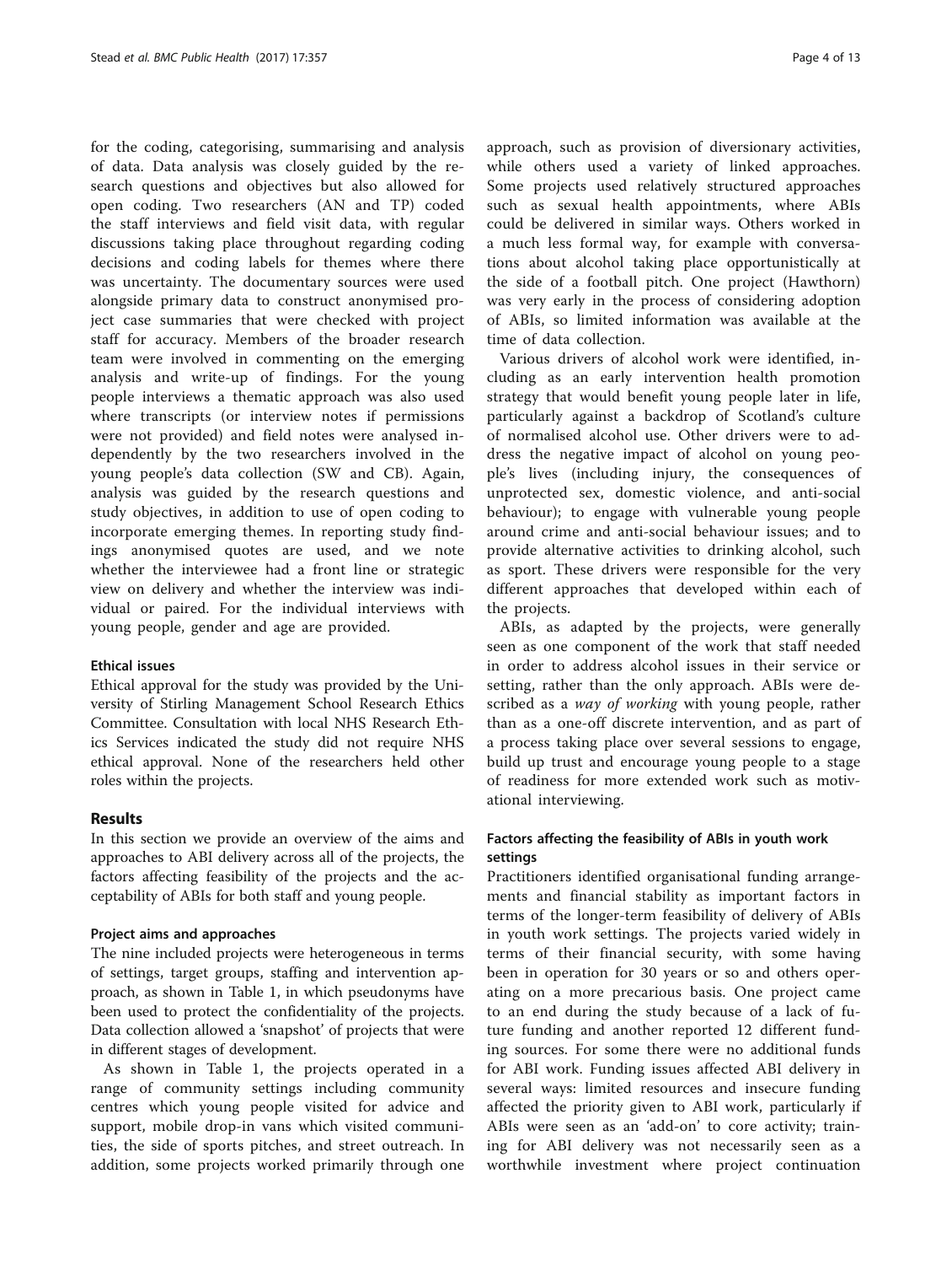for the coding, categorising, summarising and analysis of data. Data analysis was closely guided by the research questions and objectives but also allowed for open coding. Two researchers (AN and TP) coded the staff interviews and field visit data, with regular discussions taking place throughout regarding coding decisions and coding labels for themes where there was uncertainty. The documentary sources were used alongside primary data to construct anonymised project case summaries that were checked with project staff for accuracy. Members of the broader research team were involved in commenting on the emerging analysis and write-up of findings. For the young people interviews a thematic approach was also used where transcripts (or interview notes if permissions were not provided) and field notes were analysed independently by the two researchers involved in the young people's data collection (SW and CB). Again, analysis was guided by the research questions and study objectives, in addition to use of open coding to incorporate emerging themes. In reporting study findings anonymised quotes are used, and we note whether the interviewee had a front line or strategic view on delivery and whether the interview was individual or paired. For the individual interviews with young people, gender and age are provided.

### Ethical issues

Ethical approval for the study was provided by the University of Stirling Management School Research Ethics Committee. Consultation with local NHS Research Ethics Services indicated the study did not require NHS ethical approval. None of the researchers held other roles within the projects.

## Results

In this section we provide an overview of the aims and approaches to ABI delivery across all of the projects, the factors affecting feasibility of the projects and the acceptability of ABIs for both staff and young people.

### Project aims and approaches

The nine included projects were heterogeneous in terms of settings, target groups, staffing and intervention approach, as shown in Table 1, in which pseudonyms have been used to protect the confidentiality of the projects. Data collection allowed a 'snapshot' of projects that were in different stages of development.

As shown in Table 1, the projects operated in a range of community settings including community centres which young people visited for advice and support, mobile drop-in vans which visited communities, the side of sports pitches, and street outreach. In addition, some projects worked primarily through one approach, such as provision of diversionary activities, while others used a variety of linked approaches. Some projects used relatively structured approaches such as sexual health appointments, where ABIs could be delivered in similar ways. Others worked in a much less formal way, for example with conversations about alcohol taking place opportunistically at the side of a football pitch. One project (Hawthorn) was very early in the process of considering adoption of ABIs, so limited information was available at the time of data collection.

Various drivers of alcohol work were identified, including as an early intervention health promotion strategy that would benefit young people later in life, particularly against a backdrop of Scotland's culture of normalised alcohol use. Other drivers were to address the negative impact of alcohol on young people's lives (including injury, the consequences of unprotected sex, domestic violence, and anti-social behaviour); to engage with vulnerable young people around crime and anti-social behaviour issues; and to provide alternative activities to drinking alcohol, such as sport. These drivers were responsible for the very different approaches that developed within each of the projects.

ABIs, as adapted by the projects, were generally seen as one component of the work that staff needed in order to address alcohol issues in their service or setting, rather than the only approach. ABIs were described as a *way of working* with young people, rather than as a one-off discrete intervention, and as part of a process taking place over several sessions to engage, build up trust and encourage young people to a stage of readiness for more extended work such as motivational interviewing.

### Factors affecting the feasibility of ABIs in youth work settings

Practitioners identified organisational funding arrangements and financial stability as important factors in terms of the longer-term feasibility of delivery of ABIs in youth work settings. The projects varied widely in terms of their financial security, with some having been in operation for 30 years or so and others operating on a more precarious basis. One project came to an end during the study because of a lack of future funding and another reported 12 different funding sources. For some there were no additional funds for ABI work. Funding issues affected ABI delivery in several ways: limited resources and insecure funding affected the priority given to ABI work, particularly if ABIs were seen as an 'add-on' to core activity; training for ABI delivery was not necessarily seen as a worthwhile investment where project continuation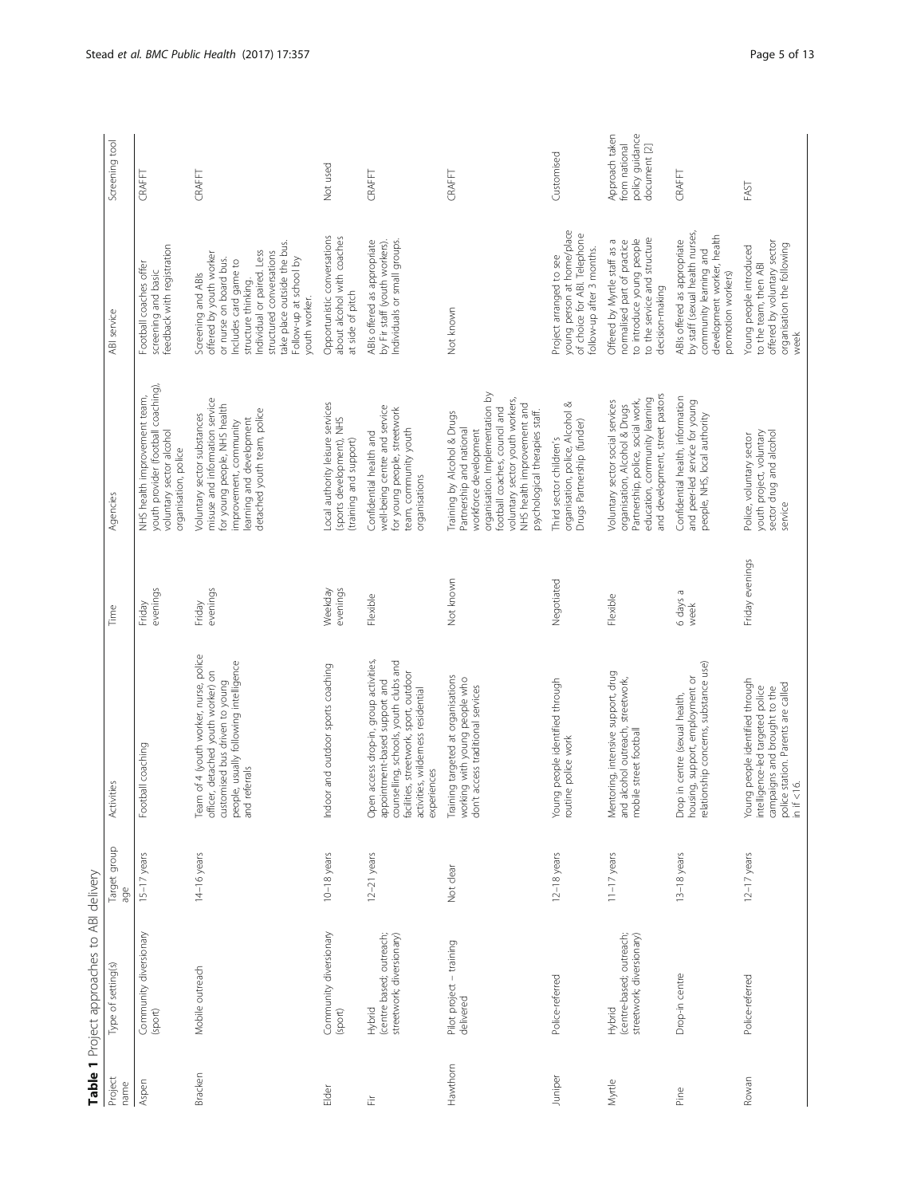**Table 1** Project approaches to ABI delivery

| Project name | Type of setting(s) | Target group age | Activities | Time | Agencies | ABI service | Screening tool |
|---|---|---|---|---|---|---|---|
| Aspen | Community diversionary (sport) | 15–17 years | Football coaching | Friday evenings | NHS health improvement team, youth provider (football coaching), voluntary sector alcohol organisation, police | Football coaches offer screening and basic feedback with registration | CRAFFT |
| Bracken | Mobile outreach | 14–16 years | Team of 4 (youth worker, nurse, police officer, detached youth worker) on customised bus driven to young people, usually following intelligence and referrals | Friday evenings | Voluntary sector substances misuse and information service for young people, NHS health improvement, community learning and development detached youth team, police | Screening and ABIs offered by youth worker or nurse on board bus. Includes card game to structure thinking. Individual or paired. Less structured conversations take place outside the bus. Follow-up at school by youth worker. | CRAFFT |
| Elder | Community diversionary (sport) | 10–18 years | Indoor and outdoor sports coaching | Weekday evenings | Local authority leisure services (sports development), NHS (training and support) | Opportunistic conversations about alcohol with coaches at side of pitch | Not used |
| Fir | Hybrid (centre based; outreach; streetwork; diversionary) | 12–21 years | Open access drop-in, group activities, appointment-based support and counselling, schools, youth clubs and facilities, streetwork, sport, outdoor activities, wilderness residential experiences | Flexible | Confidential health and well-being centre and service for young people, streetwork team, community youth organisations | ABIs offered as appropriate by Fir staff (youth workers). Individuals or small groups. | CRAFFT |
| Hawthorn | Pilot project – training delivered | Not clear | Training targeted at organisations working with young people who don't access traditional services | Not known | Training by Alcohol & Drugs Partnership and national workforce development organisation. Implementation by football coaches, council and voluntary sector youth workers, NHS health improvement and psychological therapies staff. | Not known | CRAFFT |
| Juniper | Police-referred | 12–18 years | Young people identified through routine police work | Negotiated | Third sector children's organisation, police, Alcohol & Drugs Partnership (funder) | Project arranged to see young person at home/place of choice for ABI. Telephone follow-up after 3 months. | Customised |
| Myrtle | Hybrid (centre-based; outreach; streetwork; diversionary) | 11–17 years | Mentoring, intensive support, drug and alcohol outreach, streetwork, mobile street football | Flexible | Voluntary sector social services organisation, Alcohol & Drugs Partnership, police, social work, education, community learning and development, street pastors | Offered by Myrtle staff as a normalised part of practice to introduce young people to the service and structure decision-making | Approach taken from national policy guidance document [2] |
| Pine | Drop-in centre | 13–18 years | Drop in centre (sexual health, housing, support, employment or relationship concerns, substance use) | 6 days a week | Confidential health, information and peer-led service for young people, NHS, local authority | ABIs offered as appropriate by staff (sexual health nurses, community learning and development worker, health promotion workers) | CRAFFT |
| Rowan | Police-referred | 12–17 years | Young people identified through intelligence-led targeted police campaigns and brought to the police station. Parents are called in if <16. | Friday evenings | Police, voluntary sector youth project, voluntary sector drug and alcohol service | Young people introduced to the team, then ABI offered by voluntary sector organisation the following week | FAST |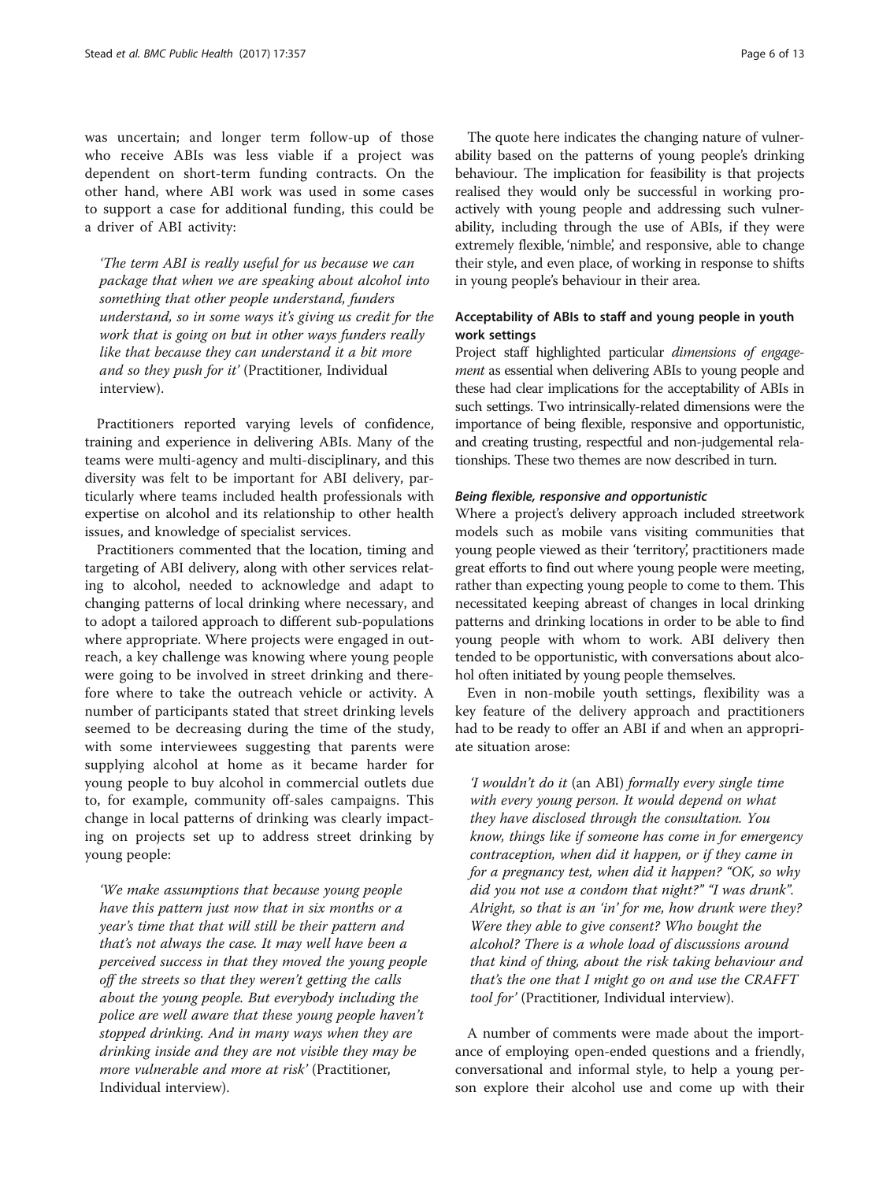was uncertain; and longer term follow-up of those who receive ABIs was less viable if a project was dependent on short-term funding contracts. On the other hand, where ABI work was used in some cases to support a case for additional funding, this could be a driver of ABI activity:

> *'The term ABI is really useful for us because we can package that when we are speaking about alcohol into something that other people understand, funders understand, so in some ways it's giving us credit for the work that is going on but in other ways funders really like that because they can understand it a bit more and so they push for it'* (Practitioner, Individual interview).

Practitioners reported varying levels of confidence, training and experience in delivering ABIs. Many of the teams were multi-agency and multi-disciplinary, and this diversity was felt to be important for ABI delivery, particularly where teams included health professionals with expertise on alcohol and its relationship to other health issues, and knowledge of specialist services.

Practitioners commented that the location, timing and targeting of ABI delivery, along with other services relating to alcohol, needed to acknowledge and adapt to changing patterns of local drinking where necessary, and to adopt a tailored approach to different sub-populations where appropriate. Where projects were engaged in outreach, a key challenge was knowing where young people were going to be involved in street drinking and therefore where to take the outreach vehicle or activity. A number of participants stated that street drinking levels seemed to be decreasing during the time of the study, with some interviewees suggesting that parents were supplying alcohol at home as it became harder for young people to buy alcohol in commercial outlets due to, for example, community off-sales campaigns. This change in local patterns of drinking was clearly impacting on projects set up to address street drinking by young people:

> *'We make assumptions that because young people have this pattern just now that in six months or a year's time that that will still be their pattern and that's not always the case. It may well have been a perceived success in that they moved the young people off the streets so that they weren't getting the calls about the young people. But everybody including the police are well aware that these young people haven't stopped drinking. And in many ways when they are drinking inside and they are not visible they may be more vulnerable and more at risk'* (Practitioner, Individual interview).

The quote here indicates the changing nature of vulnerability based on the patterns of young people's drinking behaviour. The implication for feasibility is that projects realised they would only be successful in working proactively with young people and addressing such vulnerability, including through the use of ABIs, if they were extremely flexible, 'nimble', and responsive, able to change their style, and even place, of working in response to shifts in young people's behaviour in their area.

### Acceptability of ABIs to staff and young people in youth work settings

Project staff highlighted particular *dimensions of engagement* as essential when delivering ABIs to young people and these had clear implications for the acceptability of ABIs in such settings. Two intrinsically-related dimensions were the importance of being flexible, responsive and opportunistic, and creating trusting, respectful and non-judgemental relationships. These two themes are now described in turn.

#### *Being flexible, responsive and opportunistic*

Where a project's delivery approach included streetwork models such as mobile vans visiting communities that young people viewed as their 'territory', practitioners made great efforts to find out where young people were meeting, rather than expecting young people to come to them. This necessitated keeping abreast of changes in local drinking patterns and drinking locations in order to be able to find young people with whom to work. ABI delivery then tended to be opportunistic, with conversations about alcohol often initiated by young people themselves.

Even in non-mobile youth settings, flexibility was a key feature of the delivery approach and practitioners had to be ready to offer an ABI if and when an appropriate situation arose:

> *'I wouldn't do it* (an ABI) *formally every single time with every young person. It would depend on what they have disclosed through the consultation. You know, things like if someone has come in for emergency contraception, when did it happen, or if they came in for a pregnancy test, when did it happen? "OK, so why did you not use a condom that night?" "I was drunk". Alright, so that is an 'in' for me, how drunk were they? Were they able to give consent? Who bought the alcohol? There is a whole load of discussions around that kind of thing, about the risk taking behaviour and that's the one that I might go on and use the CRAFFT tool for'* (Practitioner, Individual interview).

A number of comments were made about the importance of employing open-ended questions and a friendly, conversational and informal style, to help a young person explore their alcohol use and come up with their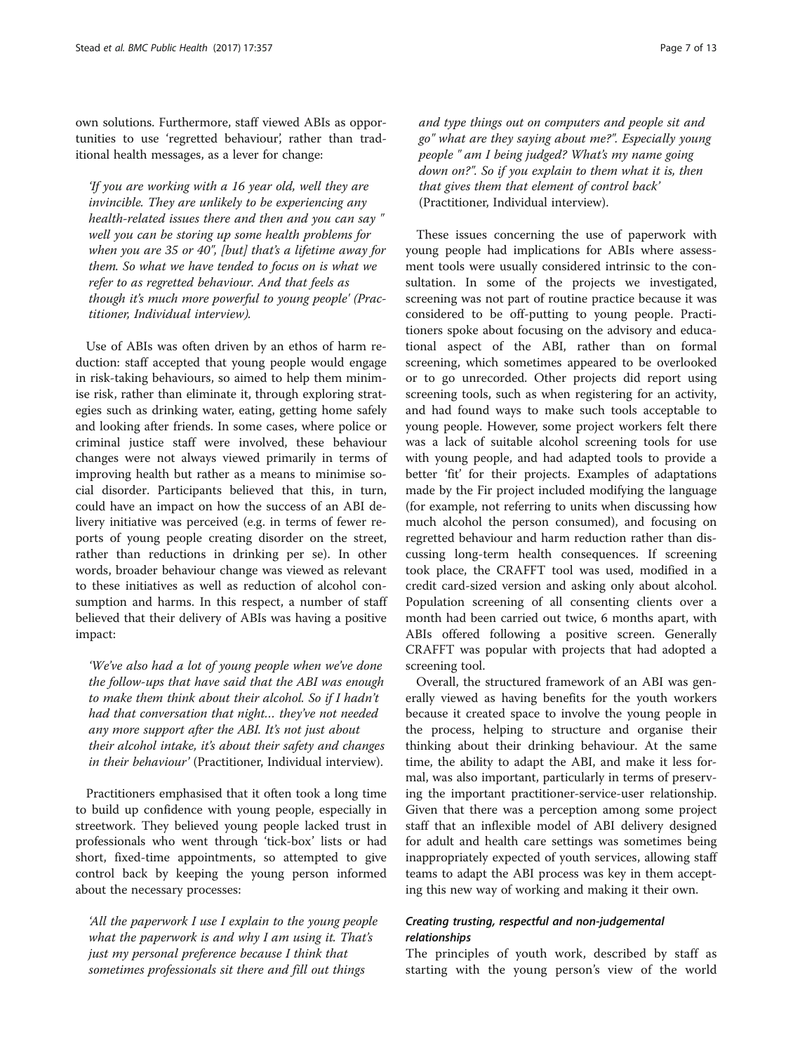own solutions. Furthermore, staff viewed ABIs as opportunities to use 'regretted behaviour', rather than traditional health messages, as a lever for change:

> *'If you are working with a 16 year old, well they are invincible. They are unlikely to be experiencing any health-related issues there and then and you can say " well you can be storing up some health problems for when you are 35 or 40", [but] that's a lifetime away for them. So what we have tended to focus on is what we refer to as regretted behaviour. And that feels as though it's much more powerful to young people' (Practitioner, Individual interview).*

Use of ABIs was often driven by an ethos of harm reduction: staff accepted that young people would engage in risk-taking behaviours, so aimed to help them minimise risk, rather than eliminate it, through exploring strategies such as drinking water, eating, getting home safely and looking after friends. In some cases, where police or criminal justice staff were involved, these behaviour changes were not always viewed primarily in terms of improving health but rather as a means to minimise social disorder. Participants believed that this, in turn, could have an impact on how the success of an ABI delivery initiative was perceived (e.g. in terms of fewer reports of young people creating disorder on the street, rather than reductions in drinking per se). In other words, broader behaviour change was viewed as relevant to these initiatives as well as reduction of alcohol consumption and harms. In this respect, a number of staff believed that their delivery of ABIs was having a positive impact:

> *'We've also had a lot of young people when we've done the follow-ups that have said that the ABI was enough to make them think about their alcohol. So if I hadn't had that conversation that night… they've not needed any more support after the ABI. It's not just about their alcohol intake, it's about their safety and changes in their behaviour'* (Practitioner, Individual interview).

Practitioners emphasised that it often took a long time to build up confidence with young people, especially in streetwork. They believed young people lacked trust in professionals who went through 'tick-box' lists or had short, fixed-time appointments, so attempted to give control back by keeping the young person informed about the necessary processes:

> *'All the paperwork I use I explain to the young people what the paperwork is and why I am using it. That's just my personal preference because I think that sometimes professionals sit there and fill out things and type things out on computers and people sit and go" what are they saying about me?". Especially young people " am I being judged? What's my name going down on?". So if you explain to them what it is, then that gives them that element of control back'* (Practitioner, Individual interview).

These issues concerning the use of paperwork with young people had implications for ABIs where assessment tools were usually considered intrinsic to the consultation. In some of the projects we investigated, screening was not part of routine practice because it was considered to be off-putting to young people. Practitioners spoke about focusing on the advisory and educational aspect of the ABI, rather than on formal screening, which sometimes appeared to be overlooked or to go unrecorded. Other projects did report using screening tools, such as when registering for an activity, and had found ways to make such tools acceptable to young people. However, some project workers felt there was a lack of suitable alcohol screening tools for use with young people, and had adapted tools to provide a better 'fit' for their projects. Examples of adaptations made by the Fir project included modifying the language (for example, not referring to units when discussing how much alcohol the person consumed), and focusing on regretted behaviour and harm reduction rather than discussing long-term health consequences. If screening took place, the CRAFFT tool was used, modified in a credit card-sized version and asking only about alcohol. Population screening of all consenting clients over a month had been carried out twice, 6 months apart, with ABIs offered following a positive screen. Generally CRAFFT was popular with projects that had adopted a screening tool.

Overall, the structured framework of an ABI was generally viewed as having benefits for the youth workers because it created space to involve the young people in the process, helping to structure and organise their thinking about their drinking behaviour. At the same time, the ability to adapt the ABI, and make it less formal, was also important, particularly in terms of preserving the important practitioner-service-user relationship. Given that there was a perception among some project staff that an inflexible model of ABI delivery designed for adult and health care settings was sometimes being inappropriately expected of youth services, allowing staff teams to adapt the ABI process was key in them accepting this new way of working and making it their own.

#### *Creating trusting, respectful and non-judgemental relationships*

The principles of youth work, described by staff as starting with the young person's view of the world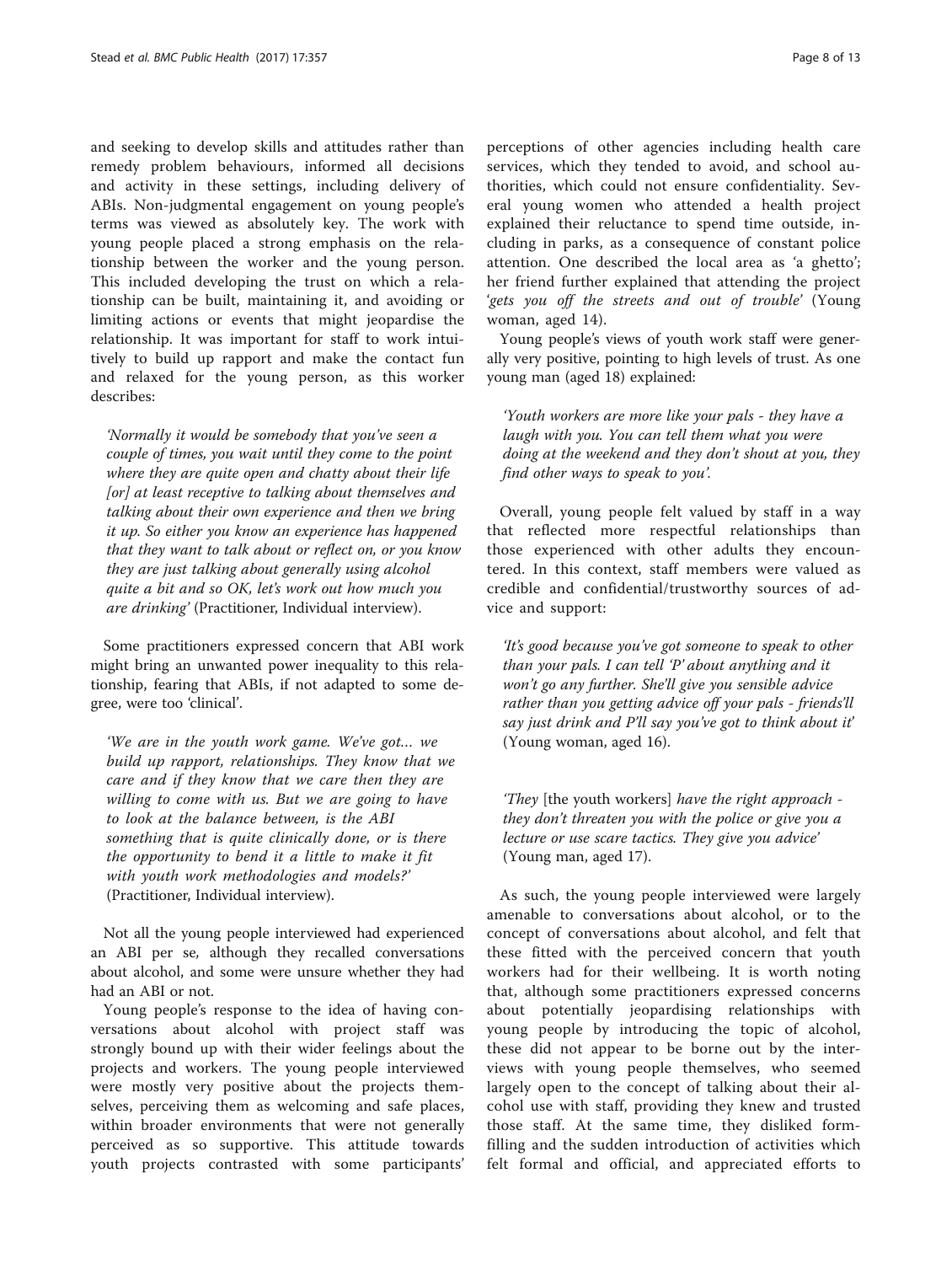and seeking to develop skills and attitudes rather than remedy problem behaviours, informed all decisions and activity in these settings, including delivery of ABIs. Non-judgmental engagement on young people's terms was viewed as absolutely key. The work with young people placed a strong emphasis on the relationship between the worker and the young person. This included developing the trust on which a relationship can be built, maintaining it, and avoiding or limiting actions or events that might jeopardise the relationship. It was important for staff to work intuitively to build up rapport and make the contact fun and relaxed for the young person, as this worker describes:

> *'Normally it would be somebody that you've seen a couple of times, you wait until they come to the point where they are quite open and chatty about their life [or] at least receptive to talking about themselves and talking about their own experience and then we bring it up. So either you know an experience has happened that they want to talk about or reflect on, or you know they are just talking about generally using alcohol quite a bit and so OK, let's work out how much you are drinking'* (Practitioner, Individual interview).

Some practitioners expressed concern that ABI work might bring an unwanted power inequality to this relationship, fearing that ABIs, if not adapted to some degree, were too 'clinical'.

> *'We are in the youth work game. We've got… we build up rapport, relationships. They know that we care and if they know that we care then they are willing to come with us. But we are going to have to look at the balance between, is the ABI something that is quite clinically done, or is there the opportunity to bend it a little to make it fit with youth work methodologies and models?'* (Practitioner, Individual interview).

Not all the young people interviewed had experienced an ABI *per se*, although they recalled conversations about alcohol, and some were unsure whether they had had an ABI or not.

Young people's response to the idea of having conversations about alcohol with project staff was strongly bound up with their wider feelings about the projects and workers. The young people interviewed were mostly very positive about the projects themselves, perceiving them as welcoming and safe places, within broader environments that were not generally perceived as so supportive. This attitude towards youth projects contrasted with some participants' perceptions of other agencies including health care services, which they tended to avoid, and school authorities, which could not ensure confidentiality. Several young women who attended a health project explained their reluctance to spend time outside, including in parks, as a consequence of constant police attention. One described the local area as 'a ghetto'; her friend further explained that attending the project '*gets you off the streets and out of trouble*' (Young woman, aged 14).

Young people's views of youth work staff were generally very positive, pointing to high levels of trust. As one young man (aged 18) explained:

> *'Youth workers are more like your pals - they have a laugh with you. You can tell them what you were doing at the weekend and they don't shout at you, they find other ways to speak to you'.*

Overall, young people felt valued by staff in a way that reflected more respectful relationships than those experienced with other adults they encountered. In this context, staff members were valued as credible and confidential/trustworthy sources of advice and support:

> *'It's good because you've got someone to speak to other than your pals. I can tell 'P' about anything and it won't go any further. She'll give you sensible advice rather than you getting advice off your pals - friends'll say just drink and P'll say you've got to think about it'* (Young woman, aged 16).

> *'They* [the youth workers] *have the right approach - they don't threaten you with the police or give you a lecture or use scare tactics. They give you advice'* (Young man, aged 17).

As such, the young people interviewed were largely amenable to conversations about alcohol, or to the concept of conversations about alcohol, and felt that these fitted with the perceived concern that youth workers had for their wellbeing. It is worth noting that, although some practitioners expressed concerns about potentially jeopardising relationships with young people by introducing the topic of alcohol, these did not appear to be borne out by the interviews with young people themselves, who seemed largely open to the concept of talking about their alcohol use with staff, providing they knew and trusted those staff. At the same time, they disliked form-filling and the sudden introduction of activities which felt formal and official, and appreciated efforts to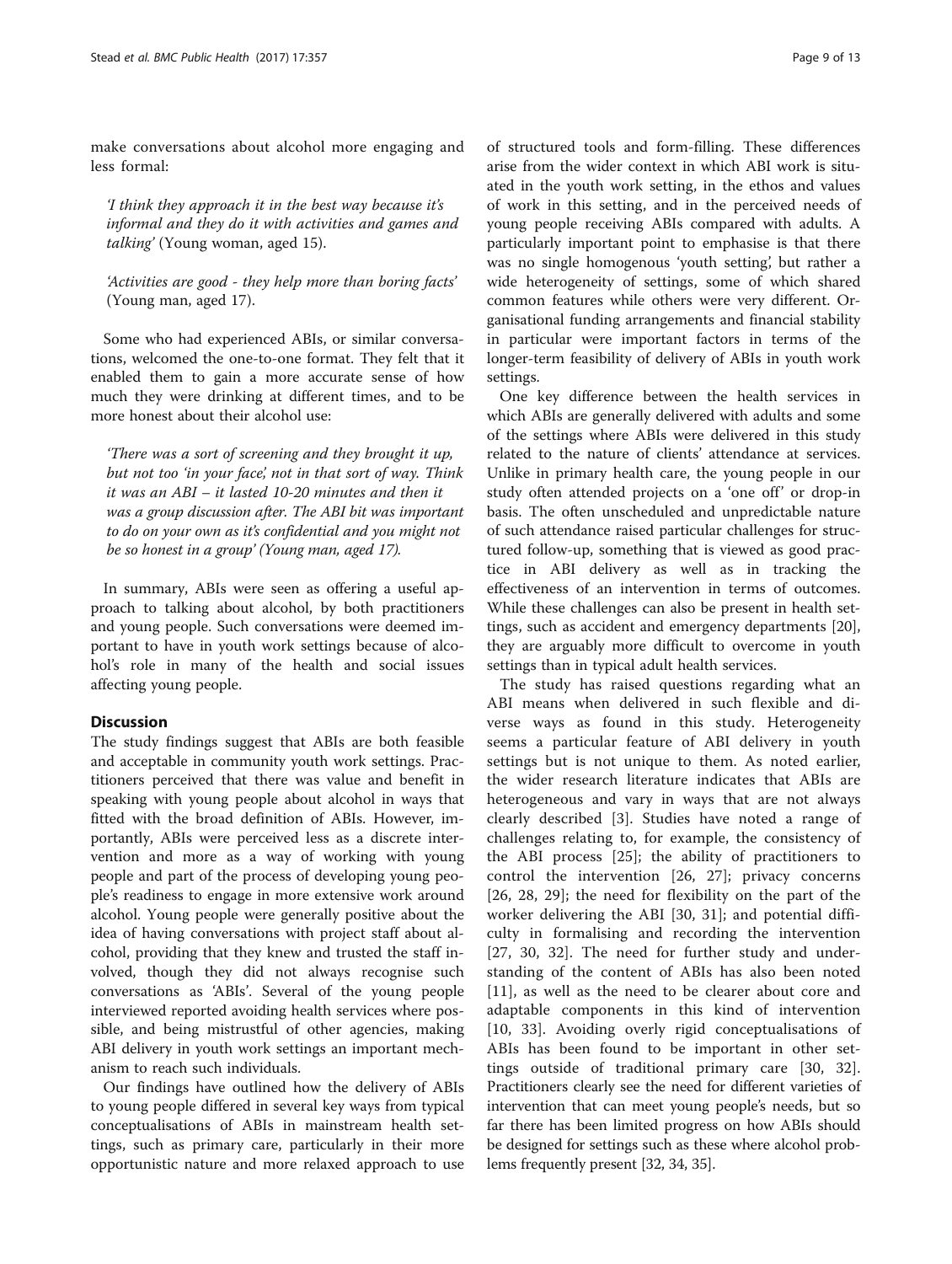make conversations about alcohol more engaging and less formal:

> *'I think they approach it in the best way because it's informal and they do it with activities and games and talking'* (Young woman, aged 15).

> *'Activities are good - they help more than boring facts'* (Young man, aged 17).

Some who had experienced ABIs, or similar conversations, welcomed the one-to-one format. They felt that it enabled them to gain a more accurate sense of how much they were drinking at different times, and to be more honest about their alcohol use:

> *'There was a sort of screening and they brought it up, but not too 'in your face', not in that sort of way. Think it was an ABI – it lasted 10-20 minutes and then it was a group discussion after. The ABI bit was important to do on your own as it's confidential and you might not be so honest in a group'* (Young man, aged 17).

In summary, ABIs were seen as offering a useful approach to talking about alcohol, by both practitioners and young people. Such conversations were deemed important to have in youth work settings because of alcohol's role in many of the health and social issues affecting young people.

## Discussion

The study findings suggest that ABIs are both feasible and acceptable in community youth work settings. Practitioners perceived that there was value and benefit in speaking with young people about alcohol in ways that fitted with the broad definition of ABIs. However, importantly, ABIs were perceived less as a discrete intervention and more as a way of working with young people and part of the process of developing young people's readiness to engage in more extensive work around alcohol. Young people were generally positive about the idea of having conversations with project staff about alcohol, providing that they knew and trusted the staff involved, though they did not always recognise such conversations as 'ABIs'. Several of the young people interviewed reported avoiding health services where possible, and being mistrustful of other agencies, making ABI delivery in youth work settings an important mechanism to reach such individuals.

Our findings have outlined how the delivery of ABIs to young people differed in several key ways from typical conceptualisations of ABIs in mainstream health settings, such as primary care, particularly in their more opportunistic nature and more relaxed approach to use of structured tools and form-filling. These differences arise from the wider context in which ABI work is situated in the youth work setting, in the ethos and values of work in this setting, and in the perceived needs of young people receiving ABIs compared with adults. A particularly important point to emphasise is that there was no single homogenous 'youth setting', but rather a wide heterogeneity of settings, some of which shared common features while others were very different. Organisational funding arrangements and financial stability in particular were important factors in terms of the longer-term feasibility of delivery of ABIs in youth work settings.

One key difference between the health services in which ABIs are generally delivered with adults and some of the settings where ABIs were delivered in this study related to the nature of clients' attendance at services. Unlike in primary health care, the young people in our study often attended projects on a 'one off' or drop-in basis. The often unscheduled and unpredictable nature of such attendance raised particular challenges for structured follow-up, something that is viewed as good practice in ABI delivery as well as in tracking the effectiveness of an intervention in terms of outcomes. While these challenges can also be present in health settings, such as accident and emergency departments [20], they are arguably more difficult to overcome in youth settings than in typical adult health services.

The study has raised questions regarding what an ABI means when delivered in such flexible and diverse ways as found in this study. Heterogeneity seems a particular feature of ABI delivery in youth settings but is not unique to them. As noted earlier, the wider research literature indicates that ABIs are heterogeneous and vary in ways that are not always clearly described [3]. Studies have noted a range of challenges relating to, for example, the consistency of the ABI process [25]; the ability of practitioners to control the intervention [26, 27]; privacy concerns [26, 28, 29]; the need for flexibility on the part of the worker delivering the ABI [30, 31]; and potential difficulty in formalising and recording the intervention [27, 30, 32]. The need for further study and understanding of the content of ABIs has also been noted [11], as well as the need to be clearer about core and adaptable components in this kind of intervention [10, 33]. Avoiding overly rigid conceptualisations of ABIs has been found to be important in other settings outside of traditional primary care [30, 32]. Practitioners clearly see the need for different varieties of intervention that can meet young people's needs, but so far there has been limited progress on how ABIs should be designed for settings such as these where alcohol problems frequently present [32, 34, 35].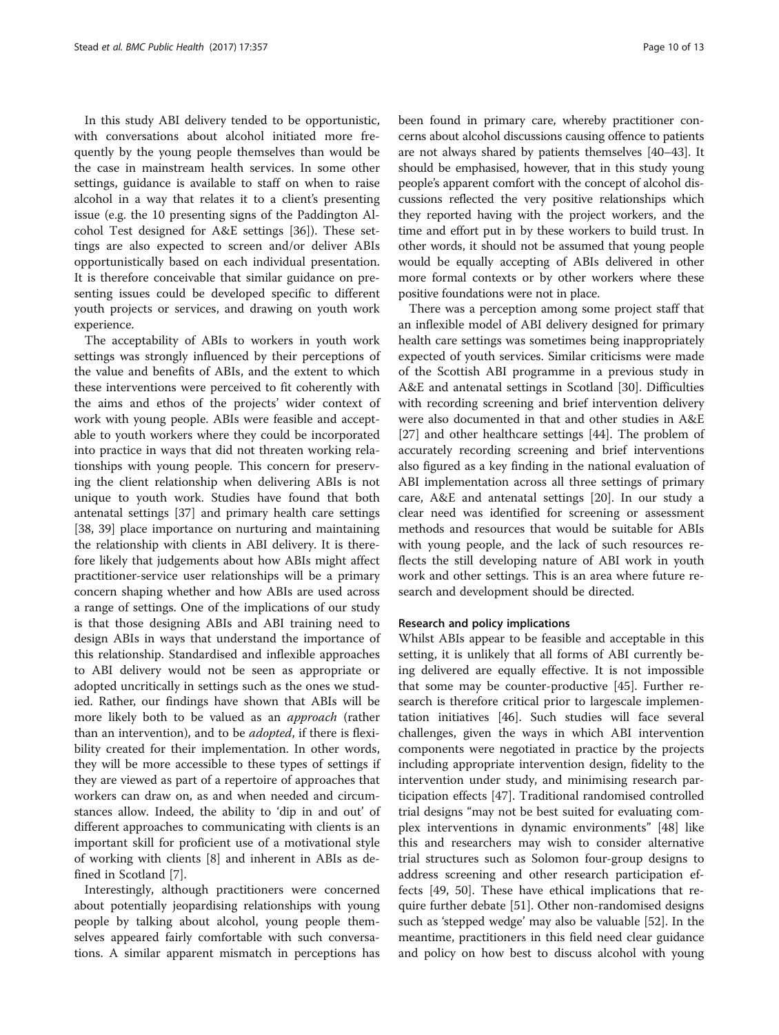In this study ABI delivery tended to be opportunistic, with conversations about alcohol initiated more frequently by the young people themselves than would be the case in mainstream health services. In some other settings, guidance is available to staff on when to raise alcohol in a way that relates it to a client's presenting issue (e.g. the 10 presenting signs of the Paddington Alcohol Test designed for A&E settings [36]). These settings are also expected to screen and/or deliver ABIs opportunistically based on each individual presentation. It is therefore conceivable that similar guidance on presenting issues could be developed specific to different youth projects or services, and drawing on youth work experience.

The acceptability of ABIs to workers in youth work settings was strongly influenced by their perceptions of the value and benefits of ABIs, and the extent to which these interventions were perceived to fit coherently with the aims and ethos of the projects' wider context of work with young people. ABIs were feasible and acceptable to youth workers where they could be incorporated into practice in ways that did not threaten working relationships with young people. This concern for preserving the client relationship when delivering ABIs is not unique to youth work. Studies have found that both antenatal settings [37] and primary health care settings [38, 39] place importance on nurturing and maintaining the relationship with clients in ABI delivery. It is therefore likely that judgements about how ABIs might affect practitioner-service user relationships will be a primary concern shaping whether and how ABIs are used across a range of settings. One of the implications of our study is that those designing ABIs and ABI training need to design ABIs in ways that understand the importance of this relationship. Standardised and inflexible approaches to ABI delivery would not be seen as appropriate or adopted uncritically in settings such as the ones we studied. Rather, our findings have shown that ABIs will be more likely both to be valued as an *approach* (rather than an intervention), and to be *adopted*, if there is flexibility created for their implementation. In other words, they will be more accessible to these types of settings if they are viewed as part of a repertoire of approaches that workers can draw on, as and when needed and circumstances allow. Indeed, the ability to 'dip in and out' of different approaches to communicating with clients is an important skill for proficient use of a motivational style of working with clients [8] and inherent in ABIs as defined in Scotland [7].

Interestingly, although practitioners were concerned about potentially jeopardising relationships with young people by talking about alcohol, young people themselves appeared fairly comfortable with such conversations. A similar apparent mismatch in perceptions has been found in primary care, whereby practitioner concerns about alcohol discussions causing offence to patients are not always shared by patients themselves [40–43]. It should be emphasised, however, that in this study young people's apparent comfort with the concept of alcohol discussions reflected the very positive relationships which they reported having with the project workers, and the time and effort put in by these workers to build trust. In other words, it should not be assumed that young people would be equally accepting of ABIs delivered in other more formal contexts or by other workers where these positive foundations were not in place.

There was a perception among some project staff that an inflexible model of ABI delivery designed for primary health care settings was sometimes being inappropriately expected of youth services. Similar criticisms were made of the Scottish ABI programme in a previous study in A&E and antenatal settings in Scotland [30]. Difficulties with recording screening and brief intervention delivery were also documented in that and other studies in A&E [27] and other healthcare settings [44]. The problem of accurately recording screening and brief interventions also figured as a key finding in the national evaluation of ABI implementation across all three settings of primary care, A&E and antenatal settings [20]. In our study a clear need was identified for screening or assessment methods and resources that would be suitable for ABIs with young people, and the lack of such resources reflects the still developing nature of ABI work in youth work and other settings. This is an area where future research and development should be directed.

#### Research and policy implications

Whilst ABIs appear to be feasible and acceptable in this setting, it is unlikely that all forms of ABI currently being delivered are equally effective. It is not impossible that some may be counter-productive [45]. Further research is therefore critical prior to largescale implementation initiatives [46]. Such studies will face several challenges, given the ways in which ABI intervention components were negotiated in practice by the projects including appropriate intervention design, fidelity to the intervention under study, and minimising research participation effects [47]. Traditional randomised controlled trial designs "may not be best suited for evaluating complex interventions in dynamic environments" [48] like this and researchers may wish to consider alternative trial structures such as Solomon four-group designs to address screening and other research participation effects [49, 50]. These have ethical implications that require further debate [51]. Other non-randomised designs such as 'stepped wedge' may also be valuable [52]. In the meantime, practitioners in this field need clear guidance and policy on how best to discuss alcohol with young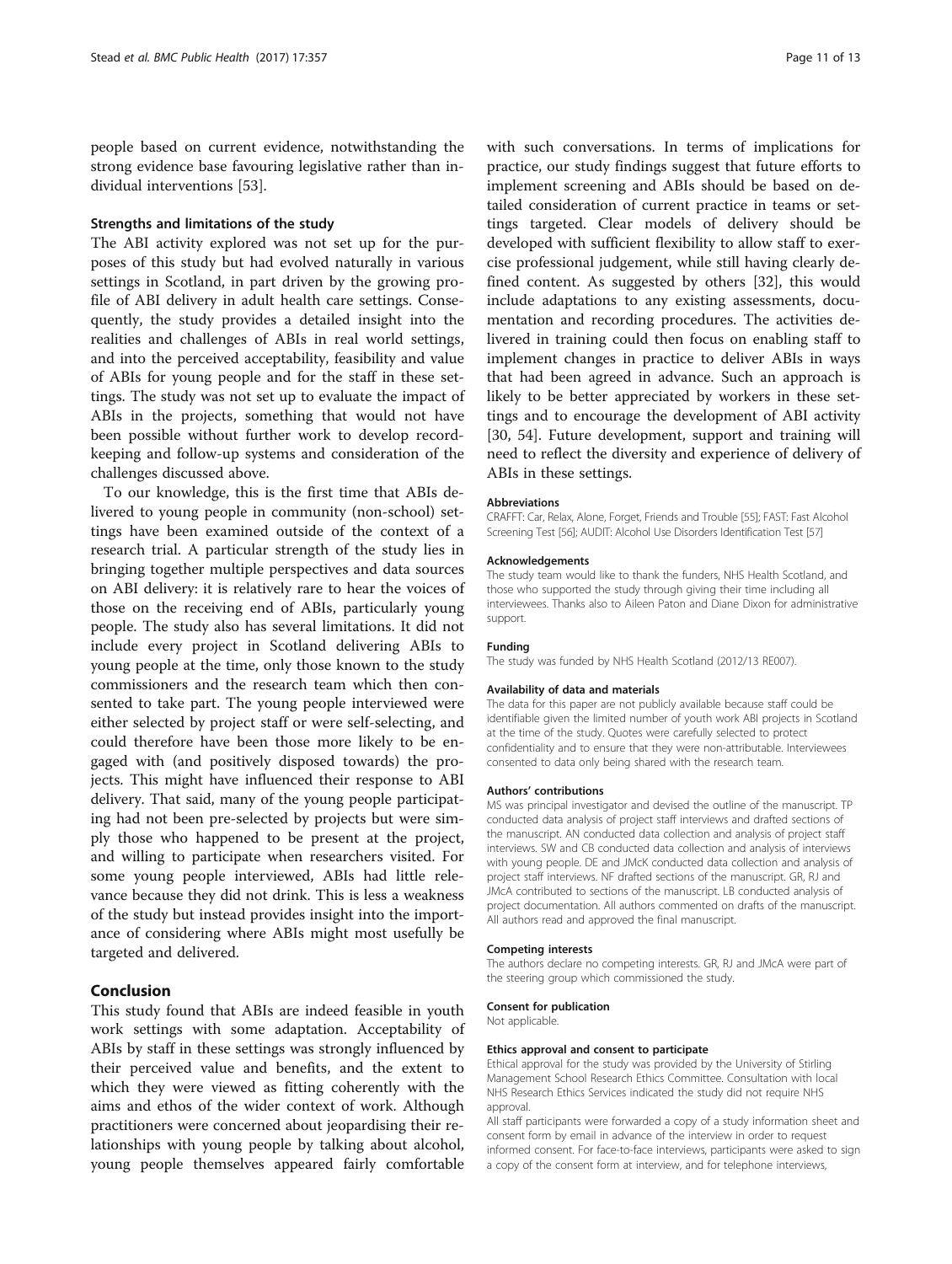people based on current evidence, notwithstanding the strong evidence base favouring legislative rather than individual interventions [53].

### Strengths and limitations of the study

The ABI activity explored was not set up for the purposes of this study but had evolved naturally in various settings in Scotland, in part driven by the growing profile of ABI delivery in adult health care settings. Consequently, the study provides a detailed insight into the realities and challenges of ABIs in real world settings, and into the perceived acceptability, feasibility and value of ABIs for young people and for the staff in these settings. The study was not set up to evaluate the impact of ABIs in the projects, something that would not have been possible without further work to develop record-keeping and follow-up systems and consideration of the challenges discussed above.

To our knowledge, this is the first time that ABIs delivered to young people in community (non-school) settings have been examined outside of the context of a research trial. A particular strength of the study lies in bringing together multiple perspectives and data sources on ABI delivery: it is relatively rare to hear the voices of those on the receiving end of ABIs, particularly young people. The study also has several limitations. It did not include every project in Scotland delivering ABIs to young people at the time, only those known to the study commissioners and the research team which then consented to take part. The young people interviewed were either selected by project staff or were self-selecting, and could therefore have been those more likely to be engaged with (and positively disposed towards) the projects. This might have influenced their response to ABI delivery. That said, many of the young people participating had not been pre-selected by projects but were simply those who happened to be present at the project, and willing to participate when researchers visited. For some young people interviewed, ABIs had little relevance because they did not drink. This is less a weakness of the study but instead provides insight into the importance of considering where ABIs might most usefully be targeted and delivered.

## Conclusion

This study found that ABIs are indeed feasible in youth work settings with some adaptation. Acceptability of ABIs by staff in these settings was strongly influenced by their perceived value and benefits, and the extent to which they were viewed as fitting coherently with the aims and ethos of the wider context of work. Although practitioners were concerned about jeopardising their relationships with young people by talking about alcohol, young people themselves appeared fairly comfortable with such conversations. In terms of implications for practice, our study findings suggest that future efforts to implement screening and ABIs should be based on detailed consideration of current practice in teams or settings targeted. Clear models of delivery should be developed with sufficient flexibility to allow staff to exercise professional judgement, while still having clearly defined content. As suggested by others [32], this would include adaptations to any existing assessments, documentation and recording procedures. The activities delivered in training could then focus on enabling staff to implement changes in practice to deliver ABIs in ways that had been agreed in advance. Such an approach is likely to be better appreciated by workers in these settings and to encourage the development of ABI activity [30, 54]. Future development, support and training will need to reflect the diversity and experience of delivery of ABIs in these settings.

#### Abbreviations

CRAFFT: Car, Relax, Alone, Forget, Friends and Trouble [55]; FAST: Fast Alcohol Screening Test [56]; AUDIT: Alcohol Use Disorders Identification Test [57]

#### Acknowledgements

The study team would like to thank the funders, NHS Health Scotland, and those who supported the study through giving their time including all interviewees. Thanks also to Aileen Paton and Diane Dixon for administrative support.

#### Funding

The study was funded by NHS Health Scotland (2012/13 RE007).

#### Availability of data and materials

The data for this paper are not publicly available because staff could be identifiable given the limited number of youth work ABI projects in Scotland at the time of the study. Quotes were carefully selected to protect confidentiality and to ensure that they were non-attributable. Interviewees consented to data only being shared with the research team.

#### Authors' contributions

MS was principal investigator and devised the outline of the manuscript. TP conducted data analysis of project staff interviews and drafted sections of the manuscript. AN conducted data collection and analysis of project staff interviews. SW and CB conducted data collection and analysis of interviews with young people. DE and JMcK conducted data collection and analysis of project staff interviews. NF drafted sections of the manuscript. GR, RJ and JMcA contributed to sections of the manuscript. LB conducted analysis of project documentation. All authors commented on drafts of the manuscript. All authors read and approved the final manuscript.

#### Competing interests

The authors declare no competing interests. GR, RJ and JMcA were part of the steering group which commissioned the study.

#### Consent for publication

Not applicable.

#### Ethics approval and consent to participate

Ethical approval for the study was provided by the University of Stirling Management School Research Ethics Committee. Consultation with local NHS Research Ethics Services indicated the study did not require NHS approval.

All staff participants were forwarded a copy of a study information sheet and consent form by email in advance of the interview in order to request informed consent. For face-to-face interviews, participants were asked to sign a copy of the consent form at interview, and for telephone interviews,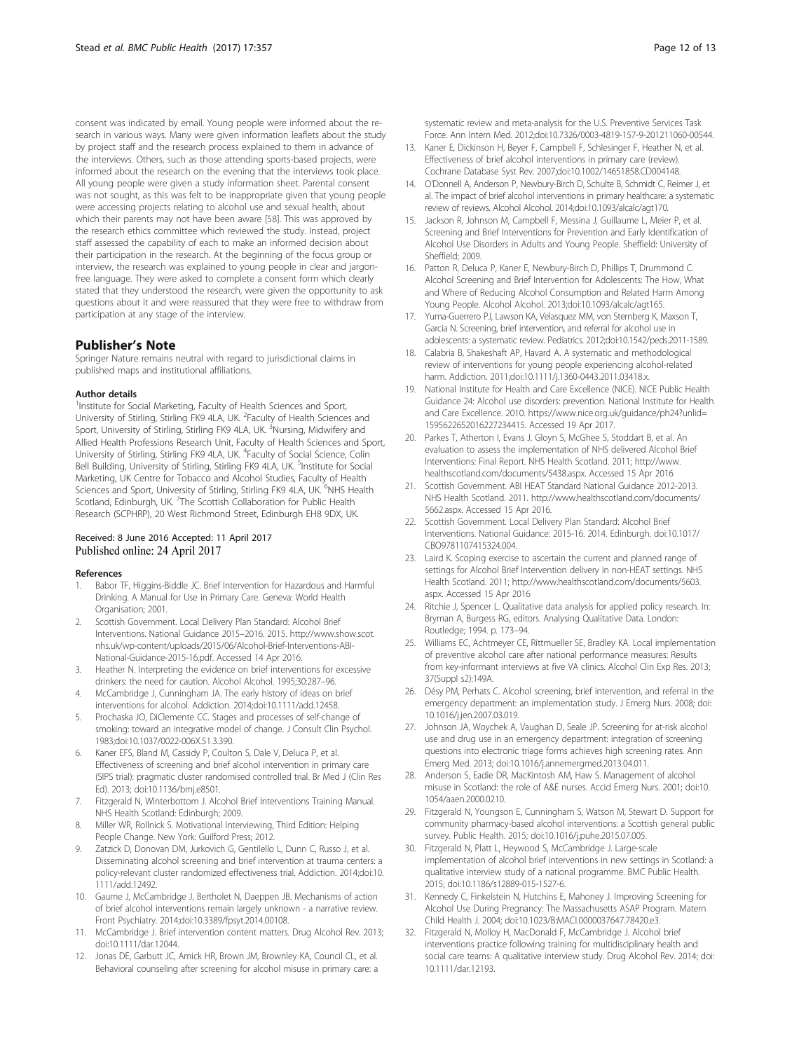consent was indicated by email. Young people were informed about the research in various ways. Many were given information leaflets about the study by project staff and the research process explained to them in advance of the interviews. Others, such as those attending sports-based projects, were informed about the research on the evening that the interviews took place. All young people were given a study information sheet. Parental consent was not sought, as this was felt to be inappropriate given that young people were accessing projects relating to alcohol use and sexual health, about which their parents may not have been aware [58]. This was approved by the research ethics committee which reviewed the study. Instead, project staff assessed the capability of each to make an informed decision about their participation in the research. At the beginning of the focus group or interview, the research was explained to young people in clear and jargon-free language. They were asked to complete a consent form which clearly stated that they understood the research, were given the opportunity to ask questions about it and were reassured that they were free to withdraw from participation at any stage of the interview.

## Publisher's Note

Springer Nature remains neutral with regard to jurisdictional claims in published maps and institutional affiliations.

#### Author details

[1]Institute for Social Marketing, Faculty of Health Sciences and Sport, University of Stirling, Stirling FK9 4LA, UK. [2]Faculty of Health Sciences and Sport, University of Stirling, Stirling FK9 4LA, UK. [3]Nursing, Midwifery and Allied Health Professions Research Unit, Faculty of Health Sciences and Sport, University of Stirling, Stirling FK9 4LA, UK. [4]Faculty of Social Science, Colin Bell Building, University of Stirling, Stirling FK9 4LA, UK. [5]Institute for Social Marketing, UK Centre for Tobacco and Alcohol Studies, Faculty of Health Sciences and Sport, University of Stirling, Stirling FK9 4LA, UK. [6]NHS Health Scotland, Edinburgh, UK. [7]The Scottish Collaboration for Public Health Research (SCPHRP), 20 West Richmond Street, Edinburgh EH8 9DX, UK.

Received: 8 June 2016 Accepted: 11 April 2017
Published online: 24 April 2017

#### References

1. Babor TF, Higgins-Biddle JC. Brief Intervention for Hazardous and Harmful Drinking. A Manual for Use in Primary Care. Geneva: World Health Organisation; 2001.
2. Scottish Government. Local Delivery Plan Standard: Alcohol Brief Interventions. National Guidance 2015–2016. 2015. http://www.show.scot.nhs.uk/wp-content/uploads/2015/06/Alcohol-Brief-Interventions-ABI-National-Guidance-2015-16.pdf. Accessed 14 Apr 2016.
3. Heather N. Interpreting the evidence on brief interventions for excessive drinkers: the need for caution. Alcohol Alcohol. 1995;30:287–96.
4. McCambridge J, Cunningham JA. The early history of ideas on brief interventions for alcohol. Addiction. 2014;doi:10.1111/add.12458.
5. Prochaska JO, DiClemente CC. Stages and processes of self-change of smoking: toward an integrative model of change. J Consult Clin Psychol. 1983;doi:10.1037/0022-006X.51.3.390.
6. Kaner EFS, Bland M, Cassidy P, Coulton S, Dale V, Deluca P, et al. Effectiveness of screening and brief alcohol intervention in primary care (SIPS trial): pragmatic cluster randomised controlled trial. Br Med J (Clin Res Ed). 2013; doi:10.1136/bmj.e8501.
7. Fitzgerald N, Winterbottom J. Alcohol Brief Interventions Training Manual. NHS Health Scotland: Edinburgh; 2009.
8. Miller WR, Rollnick S. Motivational Interviewing, Third Edition: Helping People Change. New York: Guilford Press; 2012.
9. Zatzick D, Donovan DM, Jurkovich G, Gentilello L, Dunn C, Russo J, et al. Disseminating alcohol screening and brief intervention at trauma centers: a policy-relevant cluster randomized effectiveness trial. Addiction. 2014;doi:10.1111/add.12492.
10. Gaume J, McCambridge J, Bertholet N, Daeppen JB. Mechanisms of action of brief alcohol interventions remain largely unknown - a narrative review. Front Psychiatry. 2014;doi:10.3389/fpsyt.2014.00108.
11. McCambridge J. Brief intervention content matters. Drug Alcohol Rev. 2013; doi:10.1111/dar.12044.
12. Jonas DE, Garbutt JC, Amick HR, Brown JM, Brownley KA, Council CL, et al. Behavioral counseling after screening for alcohol misuse in primary care: a systematic review and meta-analysis for the U.S. Preventive Services Task Force. Ann Intern Med. 2012;doi:10.7326/0003-4819-157-9-201211060-00544.
13. Kaner E, Dickinson H, Beyer F, Campbell F, Schlesinger F, Heather N, et al. Effectiveness of brief alcohol interventions in primary care (review). Cochrane Database Syst Rev. 2007;doi:10.1002/14651858.CD004148.
14. O'Donnell A, Anderson P, Newbury-Birch D, Schulte B, Schmidt C, Reimer J, et al. The impact of brief alcohol interventions in primary healthcare: a systematic review of reviews. Alcohol Alcohol. 2014;doi:10.1093/alcalc/agt170.
15. Jackson R, Johnson M, Campbell F, Messina J, Guillaume L, Meier P, et al. Screening and Brief Interventions for Prevention and Early Identification of Alcohol Use Disorders in Adults and Young People. Sheffield: University of Sheffield; 2009.
16. Patton R, Deluca P, Kaner E, Newbury-Birch D, Phillips T, Drummond C. Alcohol Screening and Brief Intervention for Adolescents: The How, What and Where of Reducing Alcohol Consumption and Related Harm Among Young People. Alcohol Alcohol. 2013;doi:10.1093/alcalc/agt165.
17. Yuma-Guerrero PJ, Lawson KA, Velasquez MM, von Sternberg K, Maxson T, Garcia N. Screening, brief intervention, and referral for alcohol use in adolescents: a systematic review. Pediatrics. 2012;doi:10.1542/peds.2011-1589.
18. Calabria B, Shakeshaft AP, Havard A. A systematic and methodological review of interventions for young people experiencing alcohol-related harm. Addiction. 2011;doi:10.1111/j.1360-0443.2011.03418.x.
19. National Institute for Health and Care Excellence (NICE). NICE Public Health Guidance 24: Alcohol use disorders: prevention. National Institute for Health and Care Excellence. 2010. https://www.nice.org.uk/guidance/ph24?unlid=15956226520162272344 15. Accessed 19 Apr 2017.
20. Parkes T, Atherton I, Evans J, Gloyn S, McGhee S, Stoddart B, et al. An evaluation to assess the implementation of NHS delivered Alcohol Brief Interventions: Final Report. NHS Health Scotland. 2011; http://www.healthscotland.com/documents/5438.aspx. Accessed 15 Apr 2016
21. Scottish Government. ABI HEAT Standard National Guidance 2012-2013. NHS Health Scotland. 2011. http://www.healthscotland.com/documents/5662.aspx. Accessed 15 Apr 2016.
22. Scottish Government. Local Delivery Plan Standard: Alcohol Brief Interventions. National Guidance: 2015-16. 2014. Edinburgh. doi:10.1017/CBO9781107415324.004.
23. Laird K. Scoping exercise to ascertain the current and planned range of settings for Alcohol Brief Intervention delivery in non-HEAT settings. NHS Health Scotland. 2011; http://www.healthscotland.com/documents/5603.aspx. Accessed 15 Apr 2016
24. Ritchie J, Spencer L. Qualitative data analysis for applied policy research. In: Bryman A, Burgess RG, editors. Analysing Qualitative Data. London: Routledge; 1994. p. 173–94.
25. Williams EC, Achtmeyer CE, Rittmueller SE, Bradley KA. Local implementation of preventive alcohol care after national performance measures: Results from key-informant interviews at five VA clinics. Alcohol Clin Exp Res. 2013; 37(Suppl s2):149A.
26. Désy PM, Perhats C. Alcohol screening, brief intervention, and referral in the emergency department: an implementation study. J Emerg Nurs. 2008; doi:10.1016/j.jen.2007.03.019.
27. Johnson JA, Woychek A, Vaughan D, Seale JP. Screening for at-risk alcohol use and drug use in an emergency department: integration of screening questions into electronic triage forms achieves high screening rates. Ann Emerg Med. 2013; doi:10.1016/j.annemergmed.2013.04.011.
28. Anderson S, Eadie DR, MacKintosh AM, Haw S. Management of alcohol misuse in Scotland: the role of A&E nurses. Accid Emerg Nurs. 2001; doi:10.1054/aaen.2000.0210.
29. Fitzgerald N, Youngson E, Cunningham S, Watson M, Stewart D. Support for community pharmacy-based alcohol interventions: a Scottish general public survey. Public Health. 2015; doi:10.1016/j.puhe.2015.07.005.
30. Fitzgerald N, Platt L, Heywood S, McCambridge J. Large-scale implementation of alcohol brief interventions in new settings in Scotland: a qualitative interview study of a national programme. BMC Public Health. 2015; doi:10.1186/s12889-015-1527-6.
31. Kennedy C, Finkelstein N, Hutchins E, Mahoney J. Improving Screening for Alcohol Use During Pregnancy: The Massachusetts ASAP Program. Matern Child Health J. 2004; doi:10.1023/B:MACI.0000037647.78420.e3.
32. Fitzgerald N, Molloy H, MacDonald F, McCambridge J. Alcohol brief interventions practice following training for multidisciplinary health and social care teams: A qualitative interview study. Drug Alcohol Rev. 2014; doi:10.1111/dar.12193.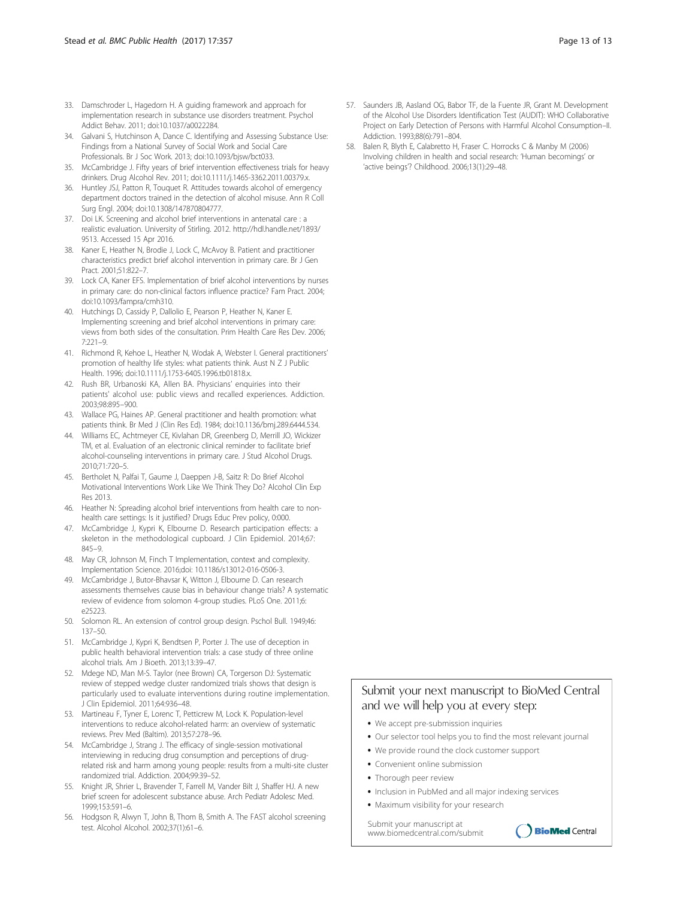33. Damschroder L, Hagedorn H. A guiding framework and approach for implementation research in substance use disorders treatment. Psychol Addict Behav. 2011; doi:10.1037/a0022284.
34. Galvani S, Hutchinson A, Dance C. Identifying and Assessing Substance Use: Findings from a National Survey of Social Work and Social Care Professionals. Br J Soc Work. 2013; doi:10.1093/bjsw/bct033.
35. McCambridge J. Fifty years of brief intervention effectiveness trials for heavy drinkers. Drug Alcohol Rev. 2011; doi:10.1111/j.1465-3362.2011.00379.x.
36. Huntley JSJ, Patton R, Touquet R. Attitudes towards alcohol of emergency department doctors trained in the detection of alcohol misuse. Ann R Coll Surg Engl. 2004; doi:10.1308/147870804777.
37. Doi LK. Screening and alcohol brief interventions in antenatal care : a realistic evaluation. University of Stirling. 2012. http://hdl.handle.net/1893/9513. Accessed 15 Apr 2016.
38. Kaner E, Heather N, Brodie J, Lock C, McAvoy B. Patient and practitioner characteristics predict brief alcohol intervention in primary care. Br J Gen Pract. 2001;51:822–7.
39. Lock CA, Kaner EFS. Implementation of brief alcohol interventions by nurses in primary care: do non-clinical factors influence practice? Fam Pract. 2004; doi:10.1093/fampra/cmh310.
40. Hutchings D, Cassidy P, Dallolio E, Pearson P, Heather N, Kaner E. Implementing screening and brief alcohol interventions in primary care: views from both sides of the consultation. Prim Health Care Res Dev. 2006; 7:221–9.
41. Richmond R, Kehoe L, Heather N, Wodak A, Webster I. General practitioners' promotion of healthy life styles: what patients think. Aust N Z J Public Health. 1996; doi:10.1111/j.1753-6405.1996.tb01818.x.
42. Rush BR, Urbanoski KA, Allen BA. Physicians' enquiries into their patients' alcohol use: public views and recalled experiences. Addiction. 2003;98:895–900.
43. Wallace PG, Haines AP. General practitioner and health promotion: what patients think. Br Med J (Clin Res Ed). 1984; doi:10.1136/bmj.289.6444.534.
44. Williams EC, Achtmeyer CE, Kivlahan DR, Greenberg D, Merrill JO, Wickizer TM, et al. Evaluation of an electronic clinical reminder to facilitate brief alcohol-counseling interventions in primary care. J Stud Alcohol Drugs. 2010;71:720–5.
45. Bertholet N, Palfai T, Gaume J, Daeppen J-B, Saitz R: Do Brief Alcohol Motivational Interventions Work Like We Think They Do? Alcohol Clin Exp Res 2013.
46. Heather N: Spreading alcohol brief interventions from health care to non-health care settings: Is it justified? Drugs Educ Prev policy, 0:000.
47. McCambridge J, Kypri K, Elbourne D. Research participation effects: a skeleton in the methodological cupboard. J Clin Epidemiol. 2014;67: 845–9.
48. May CR, Johnson M, Finch T Implementation, context and complexity. Implementation Science. 2016;doi: 10.1186/s13012-016-0506-3.
49. McCambridge J, Butor-Bhavsar K, Witton J, Elbourne D. Can research assessments themselves cause bias in behaviour change trials? A systematic review of evidence from solomon 4-group studies. PLoS One. 2011;6: e25223.
50. Solomon RL. An extension of control group design. Pschol Bull. 1949;46: 137–50.
51. McCambridge J, Kypri K, Bendtsen P, Porter J. The use of deception in public health behavioral intervention trials: a case study of three online alcohol trials. Am J Bioeth. 2013;13:39–47.
52. Mdege ND, Man M-S. Taylor (nee Brown) CA, Torgerson DJ: Systematic review of stepped wedge cluster randomized trials shows that design is particularly used to evaluate interventions during routine implementation. J Clin Epidemiol. 2011;64:936–48.
53. Martineau F, Tyner E, Lorenc T, Petticrew M, Lock K. Population-level interventions to reduce alcohol-related harm: an overview of systematic reviews. Prev Med (Baltim). 2013;57:278–96.
54. McCambridge J, Strang J. The efficacy of single-session motivational interviewing in reducing drug consumption and perceptions of drug-related risk and harm among young people: results from a multi-site cluster randomized trial. Addiction. 2004;99:39–52.
55. Knight JR, Shrier L, Bravender T, Farrell M, Vander Bilt J, Shaffer HJ. A new brief screen for adolescent substance abuse. Arch Pediatr Adolesc Med. 1999;153:591–6.
56. Hodgson R, Alwyn T, John B, Thom B, Smith A. The FAST alcohol screening test. Alcohol Alcohol. 2002;37(1):61–6.
57. Saunders JB, Aasland OG, Babor TF, de la Fuente JR, Grant M. Development of the Alcohol Use Disorders Identification Test (AUDIT): WHO Collaborative Project on Early Detection of Persons with Harmful Alcohol Consumption–II. Addiction. 1993;88(6):791–804.
58. Balen R, Blyth E, Calabretto H, Fraser C. Horrocks C & Manby M (2006) Involving children in health and social research: 'Human becomings' or 'active beings'? Childhood. 2006;13(1):29–48.

Submit your next manuscript to BioMed Central and we will help you at every step:

- We accept pre-submission inquiries
- Our selector tool helps you to find the most relevant journal
- We provide round the clock customer support
- Convenient online submission
- Thorough peer review
- Inclusion in PubMed and all major indexing services
- Maximum visibility for your research

Submit your manuscript at www.biomedcentral.com/submit

BioMed Central